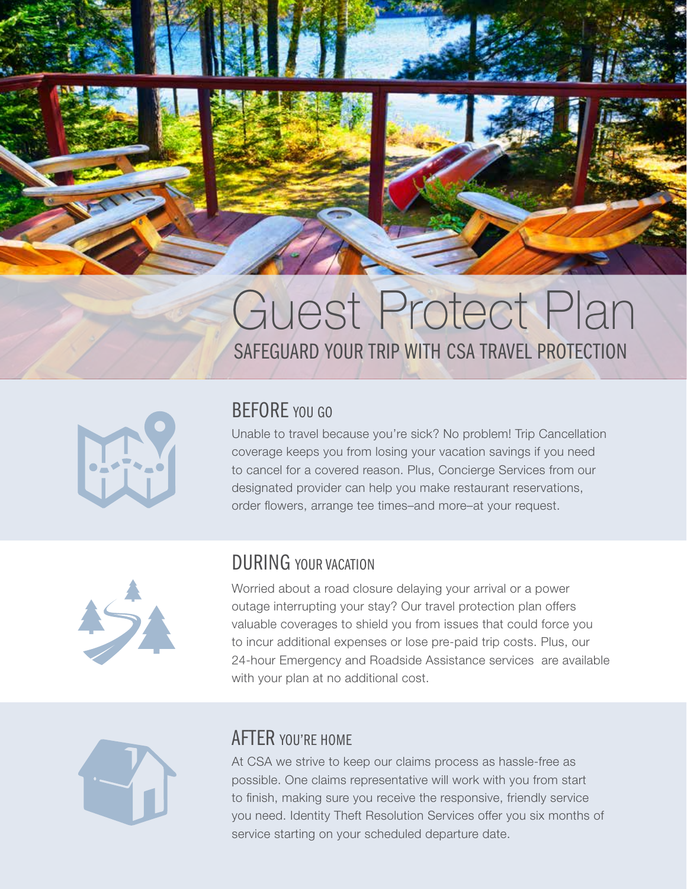# Guest Protect Plan

## SAFEGUARD YOUR TRIP WITH CSA TRAVEL PROTECTION

### BEFORE YOU GO

Unable to travel because you're sick? No problem! Trip Cancellation coverage keeps you from losing your vacation savings if you need to cancel for a covered reason. Plus, Concierge Services from our designated provider can help you make restaurant reservations, order flowers, arrange tee times–and more–at your request.

### DURING YOUR VACATION

Worried about a road closure delaying your arrival or a power outage interrupting your stay? Our travel protection plan offers valuable coverages to shield you from issues that could force you to incur additional expenses or lose pre-paid trip costs. Plus, our 24-hour Emergency and Roadside Assistance services are available with your plan at no additional cost.

### AFTER YOU'RE HOME

At CSA we strive to keep our claims process as hassle-free as possible. One claims representative will work with you from start to finish, making sure you receive the responsive, friendly service you need. Identity Theft Resolution Services offer you six months of service starting on your scheduled departure date.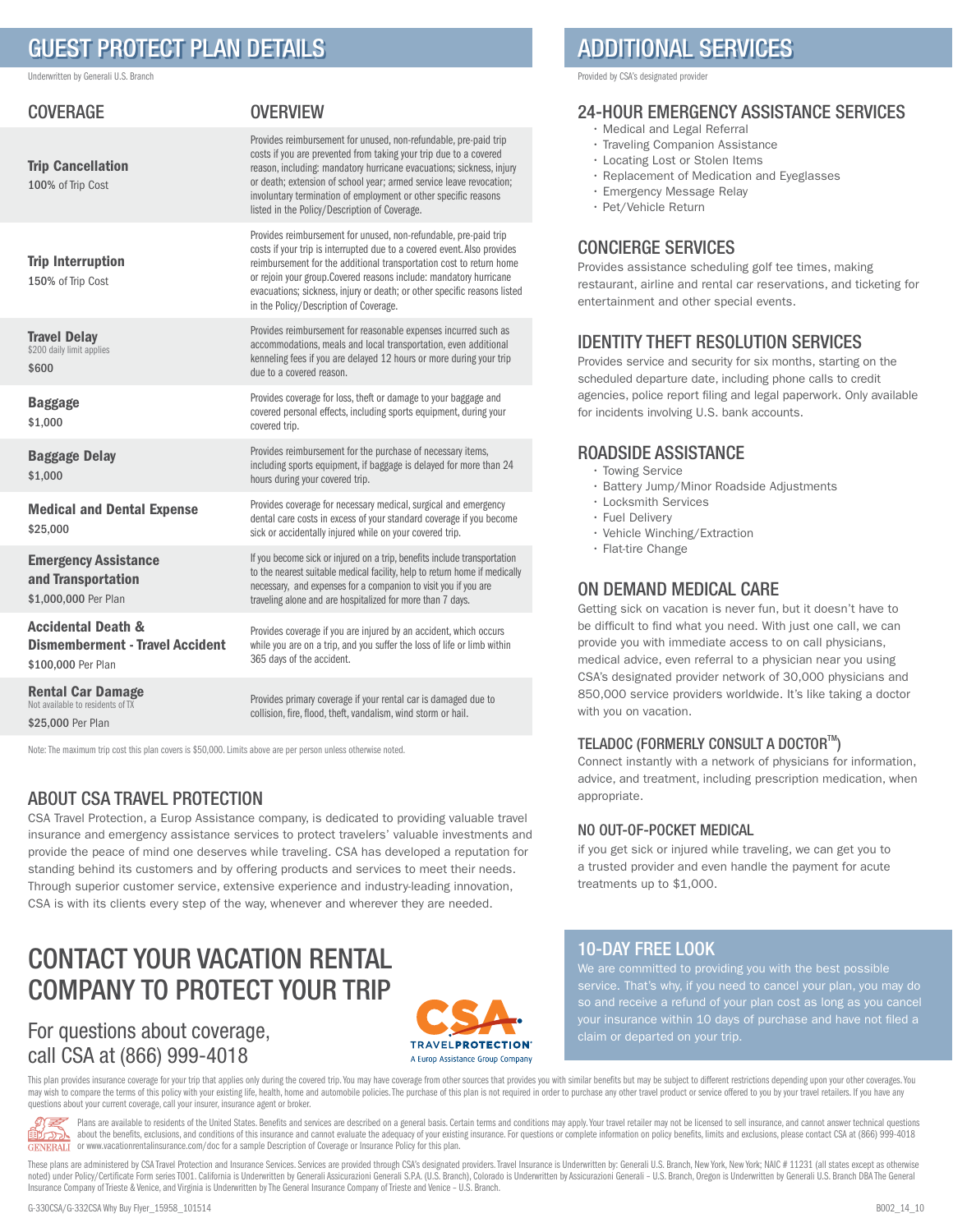# GUEST PROTECT PLAN DETAILS

Underwritten by Generali U.S. Branch

| COVERAGE | OVERVIEW |
|---|---|
| **Trip Cancellation** 100% of Trip Cost | Provides reimbursement for unused, non-refundable, pre-paid trip costs if you are prevented from taking your trip due to a covered reason, including: mandatory hurricane evacuations; sickness, injury or death; extension of school year; armed service leave revocation; involuntary termination of employment or other specific reasons listed in the Policy/Description of Coverage. |
| **Trip Interruption** 150% of Trip Cost | Provides reimbursement for unused, non-refundable, pre-paid trip costs if your trip is interrupted due to a covered event. Also provides reimbursement for the additional transportation cost to return home or rejoin your group.Covered reasons include: mandatory hurricane evacuations; sickness, injury or death; or other specific reasons listed in the Policy/Description of Coverage. |
| **Travel Delay** $200 daily limit applies $600 | Provides reimbursement for reasonable expenses incurred such as accommodations, meals and local transportation, even additional kenneling fees if you are delayed 12 hours or more during your trip due to a covered reason. |
| **Baggage** $1,000 | Provides coverage for loss, theft or damage to your baggage and covered personal effects, including sports equipment, during your covered trip. |
| **Baggage Delay** $1,000 | Provides reimbursement for the purchase of necessary items, including sports equipment, if baggage is delayed for more than 24 hours during your covered trip. |
| **Medical and Dental Expense** $25,000 | Provides coverage for necessary medical, surgical and emergency dental care costs in excess of your standard coverage if you become sick or accidentally injured while on your covered trip. |
| **Emergency Assistance and Transportation** $1,000,000 Per Plan | If you become sick or injured on a trip, benefits include transportation to the nearest suitable medical facility, help to return home if medically necessary, and expenses for a companion to visit you if you are traveling alone and are hospitalized for more than 7 days. |
| **Accidental Death & Dismemberment - Travel Accident** $100,000 Per Plan | Provides coverage if you are injured by an accident, which occurs while you are on a trip, and you suffer the loss of life or limb within 365 days of the accident. |
| **Rental Car Damage** Not available to residents of TX $25,000 Per Plan | Provides primary coverage if your rental car is damaged due to collision, fire, flood, theft, vandalism, wind storm or hail. |

Note: The maximum trip cost this plan covers is $50,000. Limits above are per person unless otherwise noted.

## ABOUT CSA TRAVEL PROTECTION

CSA Travel Protection, a Europ Assistance company, is dedicated to providing valuable travel insurance and emergency assistance services to protect travelers' valuable investments and provide the peace of mind one deserves while traveling. CSA has developed a reputation for standing behind its customers and by offering products and services to meet their needs. Through superior customer service, extensive experience and industry-leading innovation, CSA is with its clients every step of the way, whenever and wherever they are needed.

# ADDITIONAL SERVICES

Provided by CSA's designated provider

## 24-HOUR EMERGENCY ASSISTANCE SERVICES

- Medical and Legal Referral
- Traveling Companion Assistance
- Locating Lost or Stolen Items
- Replacement of Medication and Eyeglasses
- Emergency Message Relay
- Pet/Vehicle Return

## CONCIERGE SERVICES

Provides assistance scheduling golf tee times, making restaurant, airline and rental car reservations, and ticketing for entertainment and other special events.

## IDENTITY THEFT RESOLUTION SERVICES

Provides service and security for six months, starting on the scheduled departure date, including phone calls to credit agencies, police report filing and legal paperwork. Only available for incidents involving U.S. bank accounts.

## ROADSIDE ASSISTANCE

- Towing Service
- Battery Jump/Minor Roadside Adjustments
- Locksmith Services
- Fuel Delivery
- Vehicle Winching/Extraction
- Flat-tire Change

## ON DEMAND MEDICAL CARE

Getting sick on vacation is never fun, but it doesn't have to be difficult to find what you need. With just one call, we can provide you with immediate access to on call physicians, medical advice, even referral to a physician near you using CSA's designated provider network of 30,000 physicians and 850,000 service providers worldwide. It's like taking a doctor with you on vacation.

### TELADOC (FORMERLY CONSULT A DOCTOR™)

Connect instantly with a network of physicians for information, advice, and treatment, including prescription medication, when appropriate.

### NO OUT-OF-POCKET MEDICAL

if you get sick or injured while traveling, we can get you to a trusted provider and even handle the payment for acute treatments up to $1,000.

## 10-DAY FREE LOOK

We are committed to providing you with the best possible service. That's why, if you need to cancel your plan, you may do so and receive a refund of your plan cost as long as you cancel your insurance within 10 days of purchase and have not filed a claim or departed on your trip.

# CONTACT YOUR VACATION RENTAL COMPANY TO PROTECT YOUR TRIP

## For questions about coverage, call CSA at (866) 999-4018

CSA TRAVELPROTECTION
A Europ Assistance Group Company

This plan provides insurance coverage for your trip that applies only during the covered trip. You may have coverage from other sources that provides you with similar benefits but may be subject to different restrictions depending upon your other coverages. You may wish to compare the terms of this policy with your existing life, health, home and automobile policies. The purchase of this plan is not required in order to purchase any other travel product or service offered to you by your travel retailers. If you have any questions about your current coverage, call your insurer, insurance agent or broker.

GENERALI

Plans are available to residents of the United States. Benefits and services are described on a general basis. Certain terms and conditions may apply. Your travel retailer may not be licensed to sell insurance, and cannot answer technical questions about the benefits, exclusions, and conditions of this insurance and cannot evaluate the adequacy of your existing insurance. For questions or complete information on policy benefits, limits and exclusions, please contact CSA at (866) 999-4018 or www.vacationrentalinsurance.com/doc for a sample Description of Coverage or Insurance Policy for this plan.

These plans are administered by CSA Travel Protection and Insurance Services. Services are provided through CSA's designated providers. Travel Insurance is Underwritten by: Generali U.S. Branch, New York, New York; NAIC # 11231 (all states except as otherwise noted) under Policy/Certificate Form series T001. California is Underwritten by Generali Assicurazioni Generali S.P.A. (U.S. Branch), Colorado is Underwritten by Assicurazioni Generali – U.S. Branch, Oregon is Underwritten by Generali U.S. Branch DBA The General Insurance Company of Trieste & Venice, and Virginia is Underwritten by The General Insurance Company of Trieste and Venice – U.S. Branch.

G-330CSA/G-332CSA Why Buy Flyer_15958_101514

B002_14_10